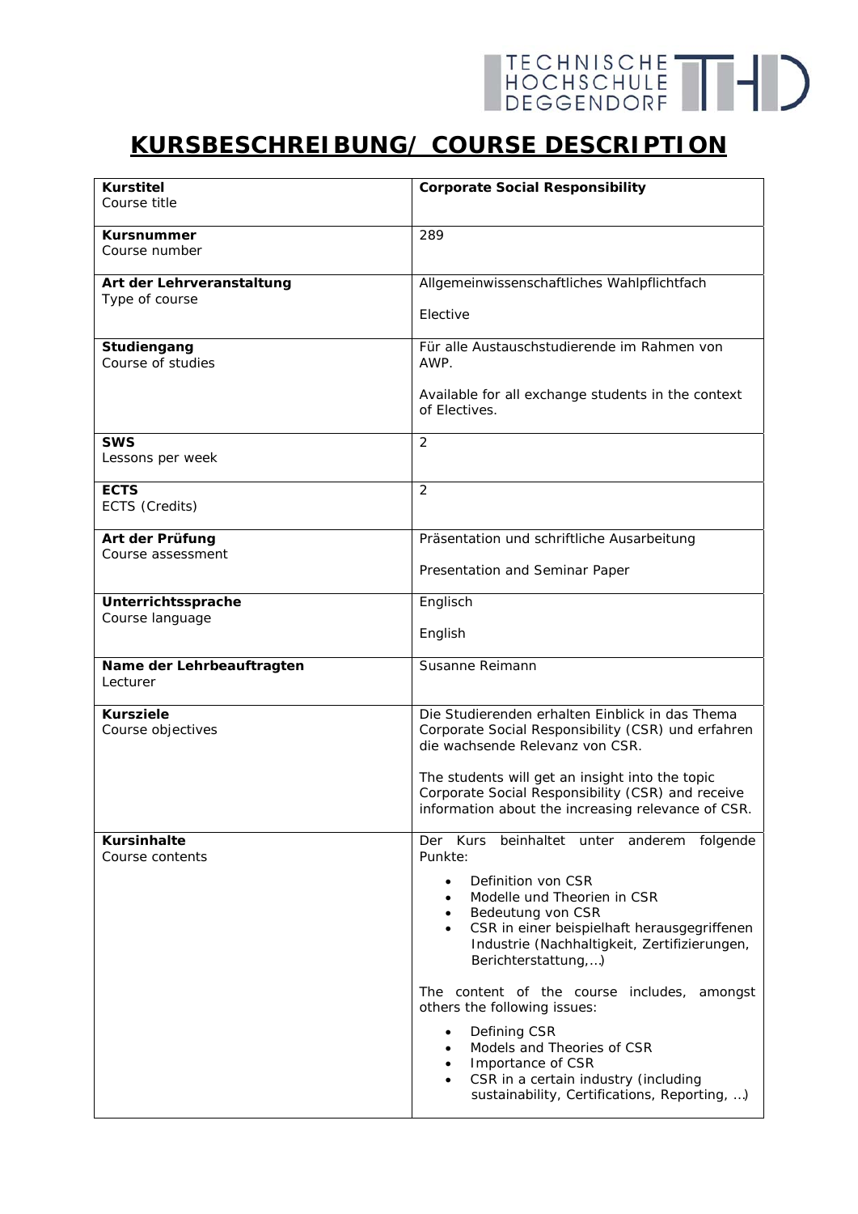# KURSBESCHREIBUNG/ COURSE DESCRIPTION

| | |
|---|---|
| **Kurstitel**<br>Course title | **Corporate Social Responsibility** |
| **Kursnummer**<br>Course number | 289 |
| **Art der Lehrveranstaltung**<br>Type of course | Allgemeinwissenschaftliches Wahlpflichtfach<br><br>Elective |
| **Studiengang**<br>Course of studies | Für alle Austauschstudierende im Rahmen von AWP.<br><br>Available for all exchange students in the context of Electives. |
| **SWS**<br>Lessons per week | 2 |
| **ECTS**<br>ECTS (Credits) | 2 |
| **Art der Prüfung**<br>Course assessment | Präsentation und schriftliche Ausarbeitung<br><br>Presentation and Seminar Paper |
| **Unterrichtssprache**<br>Course language | Englisch<br><br>English |
| **Name der Lehrbeauftragten**<br>Lecturer | Susanne Reimann |
| **Kursziele**<br>Course objectives | Die Studierenden erhalten Einblick in das Thema Corporate Social Responsibility (CSR) und erfahren die wachsende Relevanz von CSR.<br><br>The students will get an insight into the topic Corporate Social Responsibility (CSR) and receive information about the increasing relevance of CSR. |
| **Kursinhalte**<br>Course contents | Der Kurs beinhaltet unter anderem folgende Punkte:<br>• Definition von CSR<br>• Modelle und Theorien in CSR<br>• Bedeutung von CSR<br>• CSR in einer beispielhaft herausgegriffenen Industrie (Nachhaltigkeit, Zertifizierungen, Berichterstattung,…)<br><br>The content of the course includes, amongst others the following issues:<br>• Defining CSR<br>• Models and Theories of CSR<br>• Importance of CSR<br>• CSR in a certain industry (including sustainability, Certifications, Reporting, …) |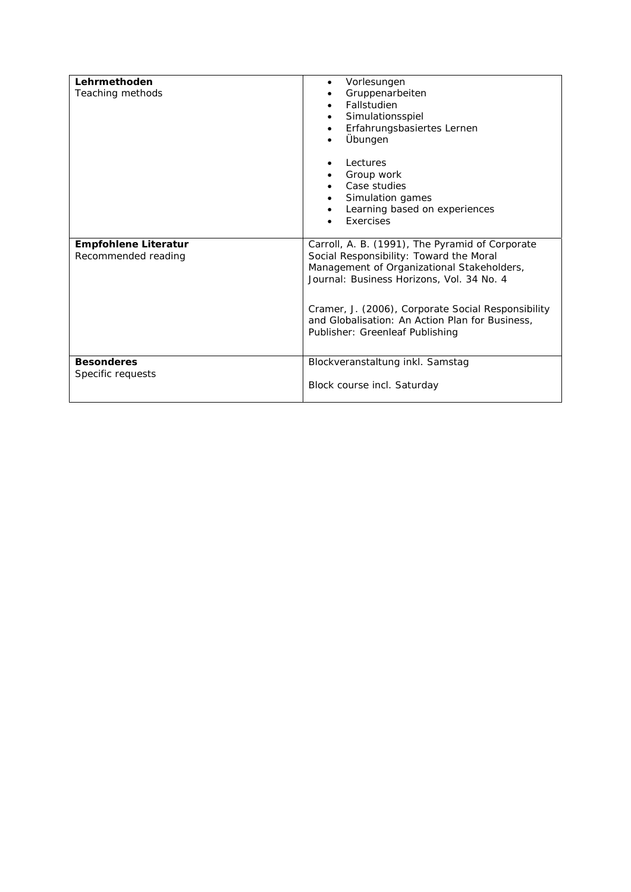| | |
|---|---|
| **Lehrmethoden**<br>Teaching methods | • Vorlesungen<br>• Gruppenarbeiten<br>• Fallstudien<br>• Simulationsspiel<br>• Erfahrungsbasiertes Lernen<br>• Übungen<br><br>• Lectures<br>• Group work<br>• Case studies<br>• Simulation games<br>• Learning based on experiences<br>• Exercises |
| **Empfohlene Literatur**<br>Recommended reading | Carroll, A. B. (1991), The Pyramid of Corporate Social Responsibility: Toward the Moral Management of Organizational Stakeholders, Journal: Business Horizons, Vol. 34 No. 4<br><br>Cramer, J. (2006), Corporate Social Responsibility and Globalisation: An Action Plan for Business, Publisher: Greenleaf Publishing |
| **Besonderes**<br>Specific requests | Blockveranstaltung inkl. Samstag<br><br>Block course incl. Saturday |